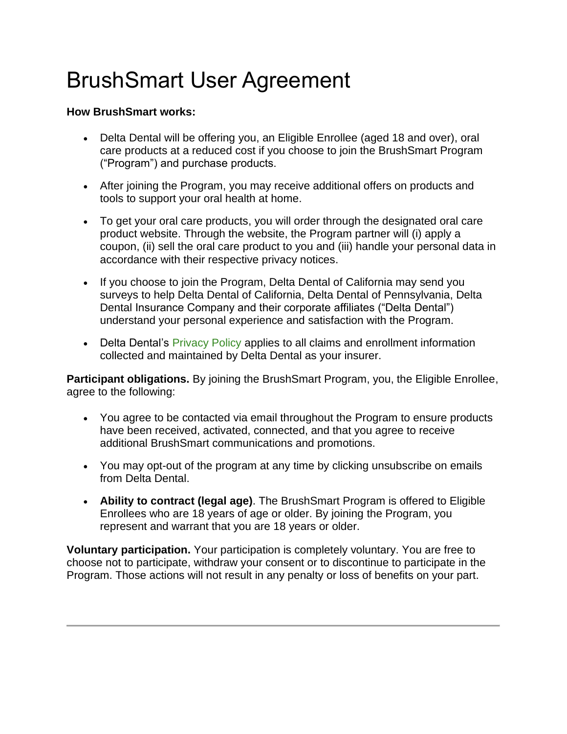# BrushSmart User Agreement

**How BrushSmart works:**

- Delta Dental will be offering you, an Eligible Enrollee (aged 18 and over), oral care products at a reduced cost if you choose to join the BrushSmart Program ("Program") and purchase products.
- After joining the Program, you may receive additional offers on products and tools to support your oral health at home.
- To get your oral care products, you will order through the designated oral care product website. Through the website, the Program partner will (i) apply a coupon, (ii) sell the oral care product to you and (iii) handle your personal data in accordance with their respective privacy notices.
- If you choose to join the Program, Delta Dental of California may send you surveys to help Delta Dental of California, Delta Dental of Pennsylvania, Delta Dental Insurance Company and their corporate affiliates ("Delta Dental") understand your personal experience and satisfaction with the Program.
- Delta Dental's Privacy Policy applies to all claims and enrollment information collected and maintained by Delta Dental as your insurer.

**Participant obligations.** By joining the BrushSmart Program, you, the Eligible Enrollee, agree to the following:

- You agree to be contacted via email throughout the Program to ensure products have been received, activated, connected, and that you agree to receive additional BrushSmart communications and promotions.
- You may opt-out of the program at any time by clicking unsubscribe on emails from Delta Dental.
- **Ability to contract (legal age)**. The BrushSmart Program is offered to Eligible Enrollees who are 18 years of age or older. By joining the Program, you represent and warrant that you are 18 years or older.

**Voluntary participation.** Your participation is completely voluntary. You are free to choose not to participate, withdraw your consent or to discontinue to participate in the Program. Those actions will not result in any penalty or loss of benefits on your part.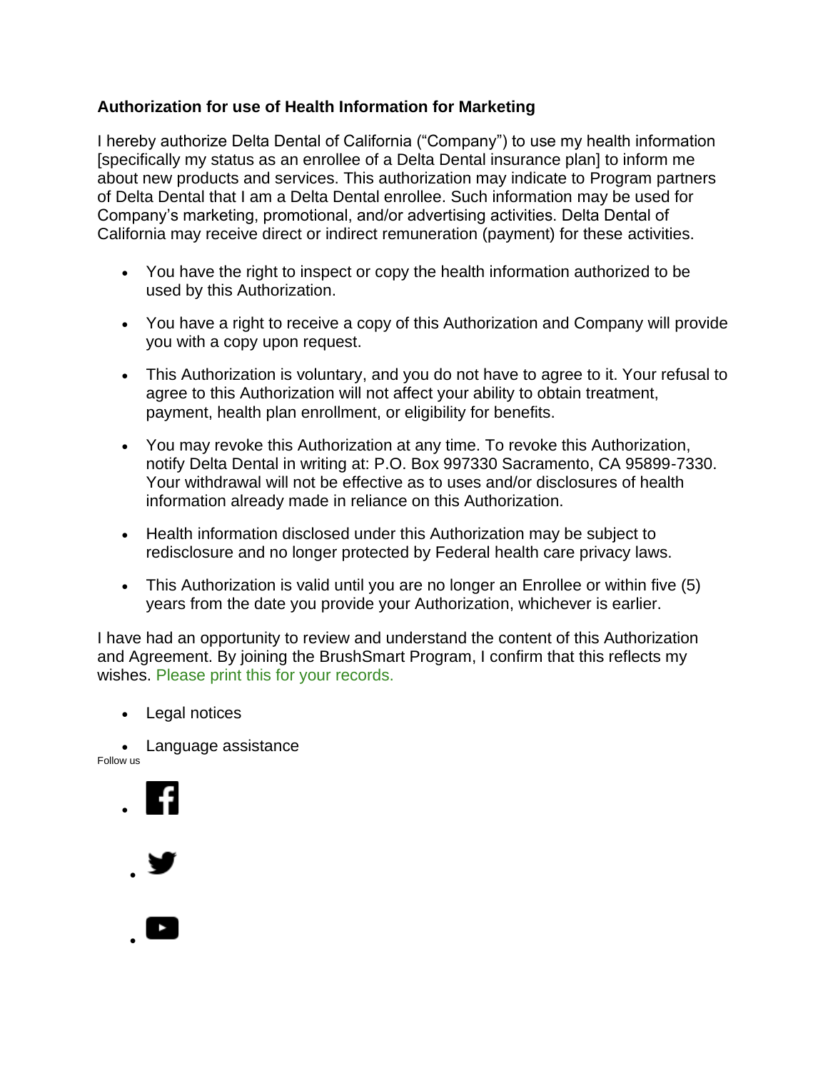**Authorization for use of Health Information for Marketing**

I hereby authorize Delta Dental of California ("Company") to use my health information [specifically my status as an enrollee of a Delta Dental insurance plan] to inform me about new products and services. This authorization may indicate to Program partners of Delta Dental that I am a Delta Dental enrollee. Such information may be used for Company's marketing, promotional, and/or advertising activities. Delta Dental of California may receive direct or indirect remuneration (payment) for these activities.

- You have the right to inspect or copy the health information authorized to be used by this Authorization.
- You have a right to receive a copy of this Authorization and Company will provide you with a copy upon request.
- This Authorization is voluntary, and you do not have to agree to it. Your refusal to agree to this Authorization will not affect your ability to obtain treatment, payment, health plan enrollment, or eligibility for benefits.
- You may revoke this Authorization at any time. To revoke this Authorization, notify Delta Dental in writing at: P.O. Box 997330 Sacramento, CA 95899-7330. Your withdrawal will not be effective as to uses and/or disclosures of health information already made in reliance on this Authorization.
- Health information disclosed under this Authorization may be subject to redisclosure and no longer protected by Federal health care privacy laws.
- This Authorization is valid until you are no longer an Enrollee or within five (5) years from the date you provide your Authorization, whichever is earlier.

I have had an opportunity to review and understand the content of this Authorization and Agreement. By joining the BrushSmart Program, I confirm that this reflects my wishes. Please print this for your records.

- Legal notices
- Language assistance

Follow us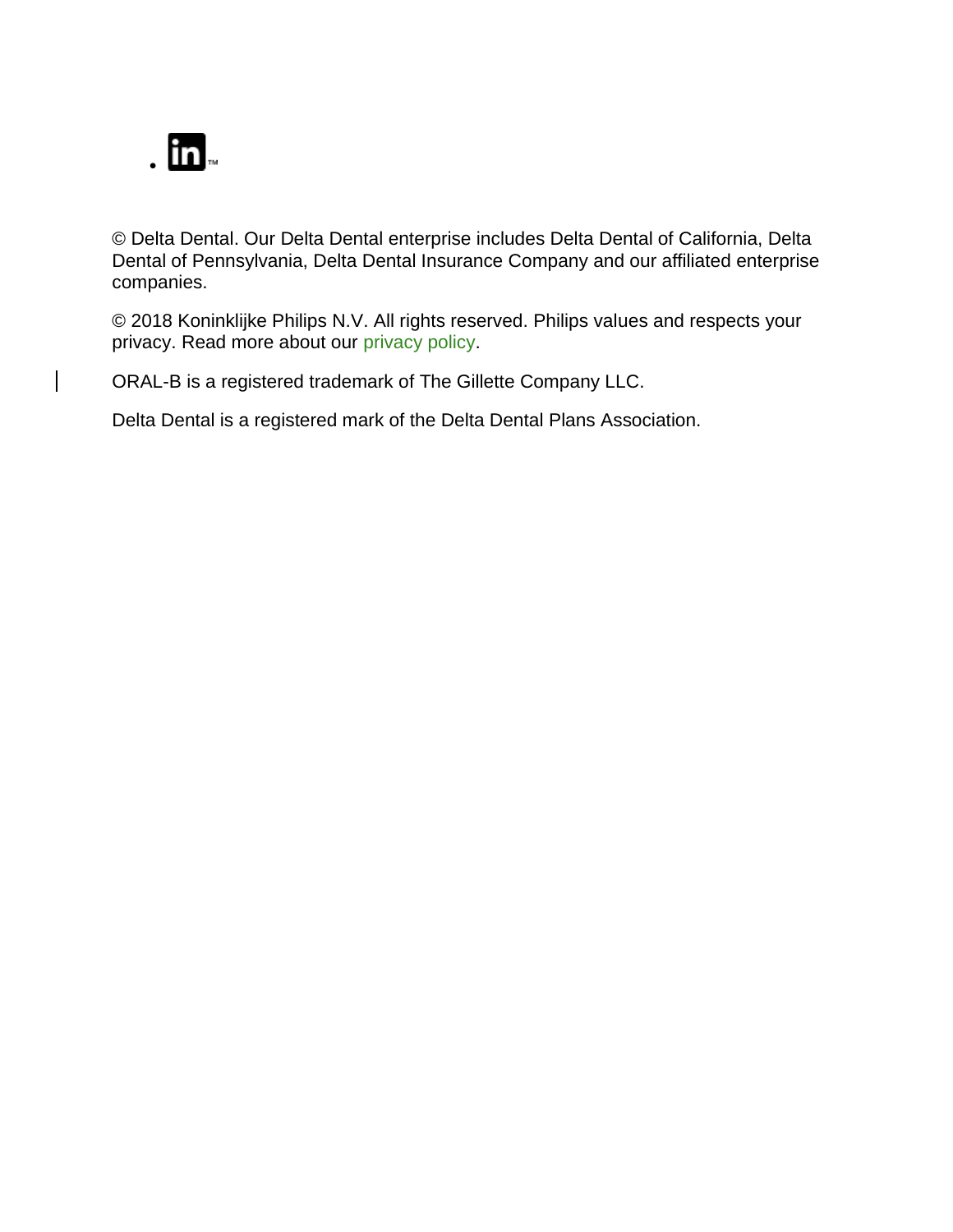- 

© Delta Dental. Our Delta Dental enterprise includes Delta Dental of California, Delta Dental of Pennsylvania, Delta Dental Insurance Company and our affiliated enterprise companies.

© 2018 Koninklijke Philips N.V. All rights reserved. Philips values and respects your privacy. Read more about our privacy policy.

ORAL-B is a registered trademark of The Gillette Company LLC.

Delta Dental is a registered mark of the Delta Dental Plans Association.